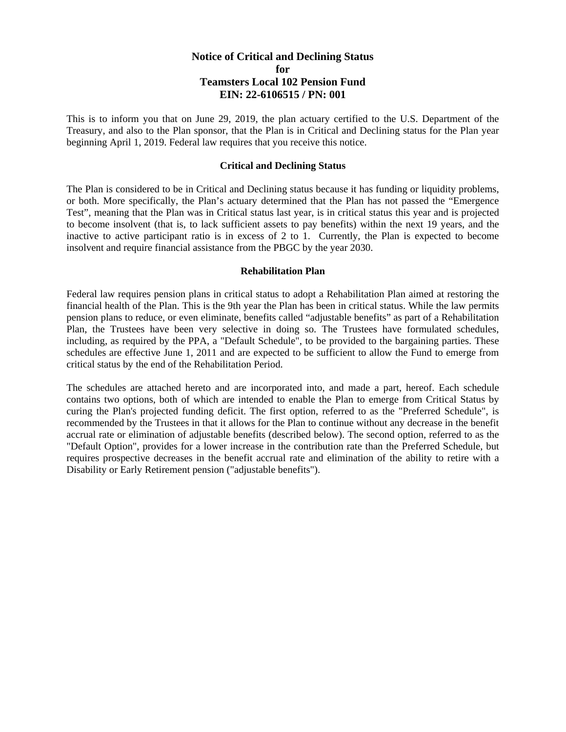# Notice of Critical and Declining Status
# for
# Teamsters Local 102 Pension Fund
# EIN: 22-6106515 / PN: 001

This is to inform you that on June 29, 2019, the plan actuary certified to the U.S. Department of the Treasury, and also to the Plan sponsor, that the Plan is in Critical and Declining status for the Plan year beginning April 1, 2019. Federal law requires that you receive this notice.

## Critical and Declining Status

The Plan is considered to be in Critical and Declining status because it has funding or liquidity problems, or both. More specifically, the Plan's actuary determined that the Plan has not passed the "Emergence Test", meaning that the Plan was in Critical status last year, is in critical status this year and is projected to become insolvent (that is, to lack sufficient assets to pay benefits) within the next 19 years, and the inactive to active participant ratio is in excess of 2 to 1. Currently, the Plan is expected to become insolvent and require financial assistance from the PBGC by the year 2030.

## Rehabilitation Plan

Federal law requires pension plans in critical status to adopt a Rehabilitation Plan aimed at restoring the financial health of the Plan. This is the 9th year the Plan has been in critical status. While the law permits pension plans to reduce, or even eliminate, benefits called "adjustable benefits" as part of a Rehabilitation Plan, the Trustees have been very selective in doing so. The Trustees have formulated schedules, including, as required by the PPA, a "Default Schedule", to be provided to the bargaining parties. These schedules are effective June 1, 2011 and are expected to be sufficient to allow the Fund to emerge from critical status by the end of the Rehabilitation Period.

The schedules are attached hereto and are incorporated into, and made a part, hereof. Each schedule contains two options, both of which are intended to enable the Plan to emerge from Critical Status by curing the Plan's projected funding deficit. The first option, referred to as the "Preferred Schedule", is recommended by the Trustees in that it allows for the Plan to continue without any decrease in the benefit accrual rate or elimination of adjustable benefits (described below). The second option, referred to as the "Default Option", provides for a lower increase in the contribution rate than the Preferred Schedule, but requires prospective decreases in the benefit accrual rate and elimination of the ability to retire with a Disability or Early Retirement pension ("adjustable benefits").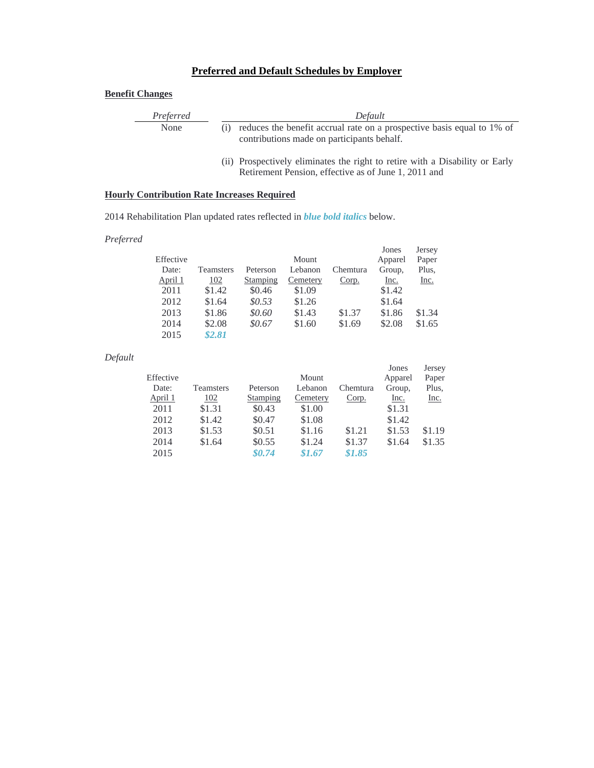## Preferred and Default Schedules by Employer

**Benefit Changes**

| *Preferred* | *Default* |
|---|---|
| None | (i) reduces the benefit accrual rate on a prospective basis equal to 1% of contributions made on participants behalf. |
| | (ii) Prospectively eliminates the right to retire with a Disability or Early Retirement Pension, effective as of June 1, 2011 and |

**Hourly Contribution Rate Increases Required**

2014 Rehabilitation Plan updated rates reflected in ***blue bold italics*** below.

*Preferred*

| Effective Date: April 1 | Teamsters 102 | Peterson Stamping | Mount Lebanon Cemetery | Chemtura Corp. | Jones Apparel Group, Inc. | Jersey Paper Plus, Inc. |
|---|---|---|---|---|---|---|
| 2011 | $1.42 | $0.46 | $1.09 | | $1.42 | |
| 2012 | $1.64 | *$0.53* | $1.26 | | $1.64 | |
| 2013 | $1.86 | *$0.60* | $1.43 | $1.37 | $1.86 | $1.34 |
| 2014 | $2.08 | *$0.67* | $1.60 | $1.69 | $2.08 | $1.65 |
| 2015 | ***$2.81*** | | | | | |

*Default*

| Effective Date: April 1 | Teamsters 102 | Peterson Stamping | Mount Lebanon Cemetery | Chemtura Corp. | Jones Apparel Group, Inc. | Jersey Paper Plus, Inc. |
|---|---|---|---|---|---|---|
| 2011 | $1.31 | $0.43 | $1.00 | | $1.31 | |
| 2012 | $1.42 | $0.47 | $1.08 | | $1.42 | |
| 2013 | $1.53 | $0.51 | $1.16 | $1.21 | $1.53 | $1.19 |
| 2014 | $1.64 | $0.55 | $1.24 | $1.37 | $1.64 | $1.35 |
| 2015 | | ***$0.74*** | ***$1.67*** | ***$1.85*** | | |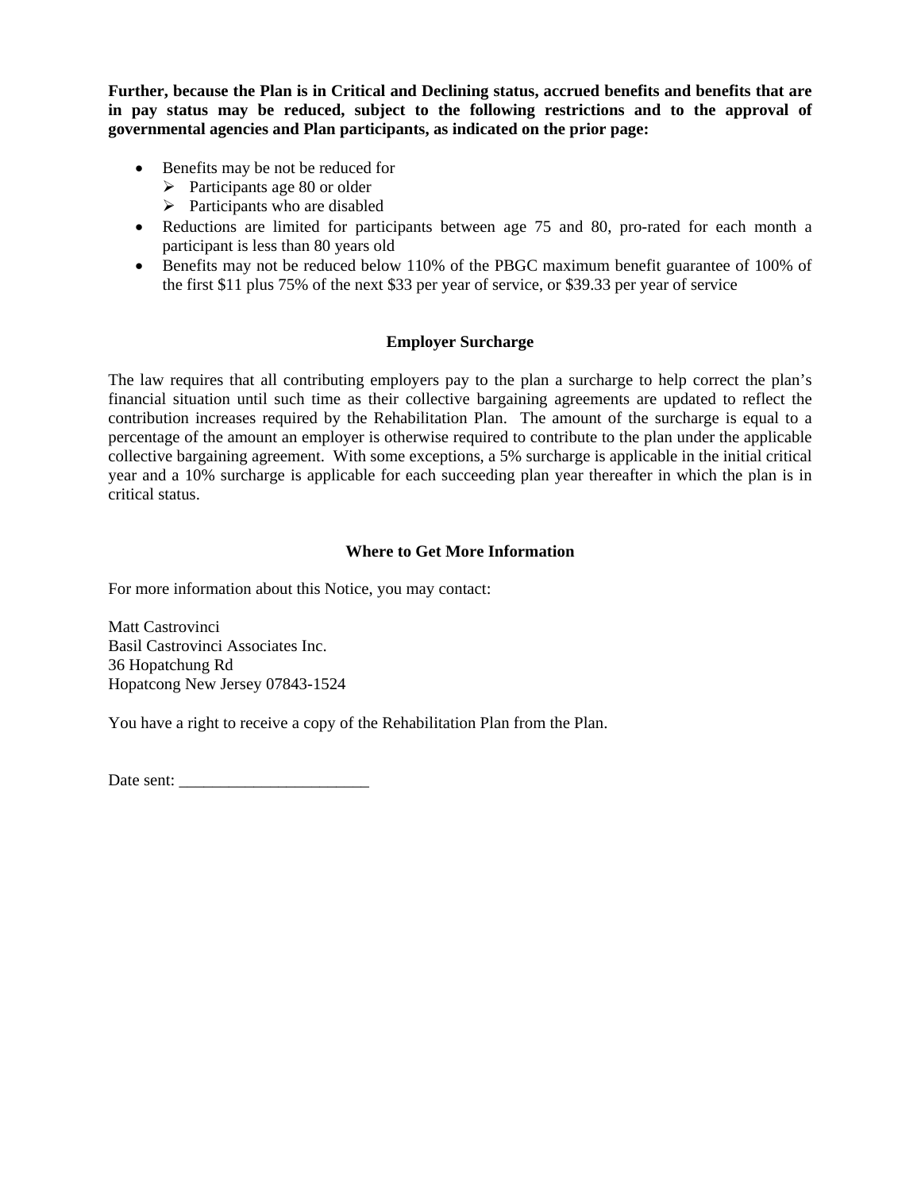**Further, because the Plan is in Critical and Declining status, accrued benefits and benefits that are in pay status may be reduced, subject to the following restrictions and to the approval of governmental agencies and Plan participants, as indicated on the prior page:**

- Benefits may be not be reduced for
  - Participants age 80 or older
  - Participants who are disabled
- Reductions are limited for participants between age 75 and 80, pro-rated for each month a participant is less than 80 years old
- Benefits may not be reduced below 110% of the PBGC maximum benefit guarantee of 100% of the first $11 plus 75% of the next $33 per year of service, or $39.33 per year of service

## Employer Surcharge

The law requires that all contributing employers pay to the plan a surcharge to help correct the plan's financial situation until such time as their collective bargaining agreements are updated to reflect the contribution increases required by the Rehabilitation Plan. The amount of the surcharge is equal to a percentage of the amount an employer is otherwise required to contribute to the plan under the applicable collective bargaining agreement. With some exceptions, a 5% surcharge is applicable in the initial critical year and a 10% surcharge is applicable for each succeeding plan year thereafter in which the plan is in critical status.

## Where to Get More Information

For more information about this Notice, you may contact:

Matt Castrovinci
Basil Castrovinci Associates Inc.
36 Hopatchung Rd
Hopatcong New Jersey 07843-1524

You have a right to receive a copy of the Rehabilitation Plan from the Plan.

Date sent: _______________________